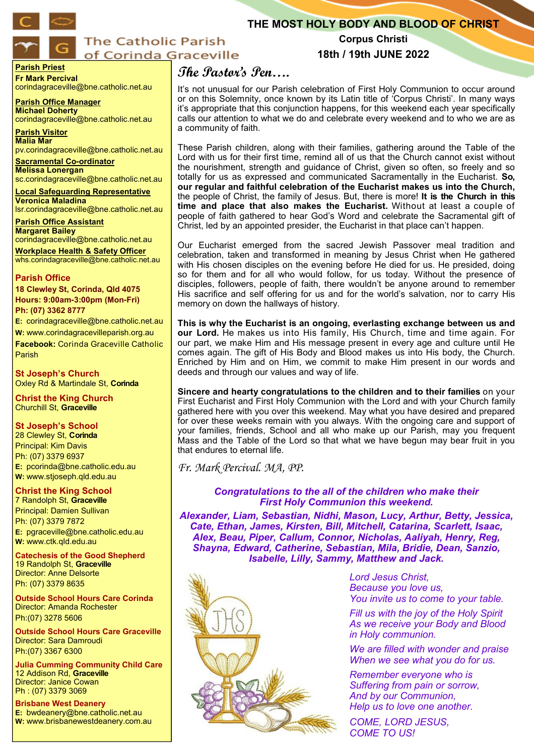# THE MOST HOLY BODY AND BLOOD OF CHRIST

**Corpus Christi**

**18th / 19th JUNE 2022**

The Catholic Parish of Corinda Graceville

## The Pastor's Pen….

It's not unusual for our Parish celebration of First Holy Communion to occur around or on this Solemnity, once known by its Latin title of 'Corpus Christi'. In many ways it's appropriate that this conjunction happens, for this weekend each year specifically calls our attention to what we do and celebrate every weekend and to who we are as a community of faith.

These Parish children, along with their families, gathering around the Table of the Lord with us for their first time, remind all of us that the Church cannot exist without the nourishment, strength and guidance of Christ, given so often, so freely and so totally for us as expressed and communicated Sacramentally in the Eucharist. **So, our regular and faithful celebration of the Eucharist makes us into the Church,** the people of Christ, the family of Jesus. But, there is more! **It is the Church in this time and place that also makes the Eucharist.** Without at least a couple of people of faith gathered to hear God's Word and celebrate the Sacramental gift of Christ, led by an appointed presider, the Eucharist in that place can't happen.

Our Eucharist emerged from the sacred Jewish Passover meal tradition and celebration, taken and transformed in meaning by Jesus Christ when He gathered with His chosen disciples on the evening before He died for us. He presided, doing so for them and for all who would follow, for us today. Without the presence of disciples, followers, people of faith, there wouldn't be anyone around to remember His sacrifice and self offering for us and for the world's salvation, nor to carry His memory on down the hallways of history.

**This is why the Eucharist is an ongoing, everlasting exchange between us and our Lord.** He makes us into His family, His Church, time and time again. For our part, we make Him and His message present in every age and culture until He comes again. The gift of His Body and Blood makes us into His body, the Church. Enriched by Him and on Him, we commit to make Him present in our words and deeds and through our values and way of life.

**Sincere and hearty congratulations to the children and to their families** on your First Eucharist and First Holy Communion with the Lord and with your Church family gathered here with you over this weekend. May what you have desired and prepared for over these weeks remain with you always. With the ongoing care and support of your families, friends, School and all who make up our Parish, may you frequent Mass and the Table of the Lord so that what we have begun may bear fruit in you that endures to eternal life.

*Fr. Mark Percival. MA, PP.*

***Congratulations to the all of the children who make their First Holy Communion this weekend.***

***Alexander, Liam, Sebastian, Nidhi, Mason, Lucy, Arthur, Betty, Jessica, Cate, Ethan, James, Kirsten, Bill, Mitchell, Catarina, Scarlett, Isaac, Alex, Beau, Piper, Callum, Connor, Nicholas, Aaliyah, Henry, Reg, Shayna, Edward, Catherine, Sebastian, Mila, Bridie, Dean, Sanzio, Isabelle, Lilly, Sammy, Matthew and Jack.***

*Lord Jesus Christ,*
*Because you love us,*
*You invite us to come to your table.*

*Fill us with the joy of the Holy Spirit*
*As we receive your Body and Blood*
*in Holy communion.*

*We are filled with wonder and praise*
*When we see what you do for us.*

*Remember everyone who is*
*Suffering from pain or sorrow,*
*And by our Communion,*
*Help us to love one another.*

*COME, LORD JESUS,*
*COME TO US!*

---

**Parish Priest**
**Fr Mark Percival**
corindagraceville@bne.catholic.net.au

**Parish Office Manager**
**Michael Doherty**
corindagraceville@bne.catholic.net.au

**Parish Visitor**
**Malia Mar**
pv.corindagraceville@bne.catholic.net.au

**Sacramental Co-ordinator**
**Melissa Lonergan**
sc.corindagraceville@bne.catholic.net.au

**Local Safeguarding Representative**
**Veronica Maladina**
lsr.corindagraceville@bne.catholic.net.au

**Parish Office Assistant**
**Margaret Bailey**
corindagraceville@bne.catholic.net.au

**Workplace Health & Safety Officer**
whs.corindagraceville@bne.catholic.net.au

**Parish Office**
**18 Clewley St, Corinda, Qld 4075**
**Hours: 9:00am-3:00pm (Mon-Fri)**
**Ph: (07) 3362 8777**
**E:** corindagraceville@bne.catholic.net.au
**W:** www.corindagracevilleparish.org.au
**Facebook:** Corinda Graceville Catholic Parish

**St Joseph's Church**
Oxley Rd & Martindale St, **Corinda**

**Christ the King Church**
Churchill St, **Graceville**

**St Joseph's School**
28 Clewley St, **Corinda**
Principal: Kim Davis
Ph: (07) 3379 6937
**E:** pcorinda@bne.catholic.edu.au
**W:** www.stjoseph.qld.edu.au

**Christ the King School**
7 Randolph St, **Graceville**
Principal: Damien Sullivan
Ph: (07) 3379 7872
**E:** pgraceville@bne.catholic.edu.au
**W:** www.ctk.qld.edu.au

**Catechesis of the Good Shepherd**
19 Randolph St, **Graceville**
Director: Anne Delsorte
Ph: (07) 3379 8635

**Outside School Hours Care Corinda**
Director: Amanda Rochester
Ph:(07) 3278 5606

**Outside School Hours Care Graceville**
Director: Sara Damroudi
Ph:(07) 3367 6300

**Julia Cumming Community Child Care**
12 Addison Rd, **Graceville**
Director: Janice Cowan
Ph : (07) 3379 3069

**Brisbane West Deanery**
**E:** bwdeanery@bne.catholic.net.au
**W:** www.brisbanewestdeanery.com.au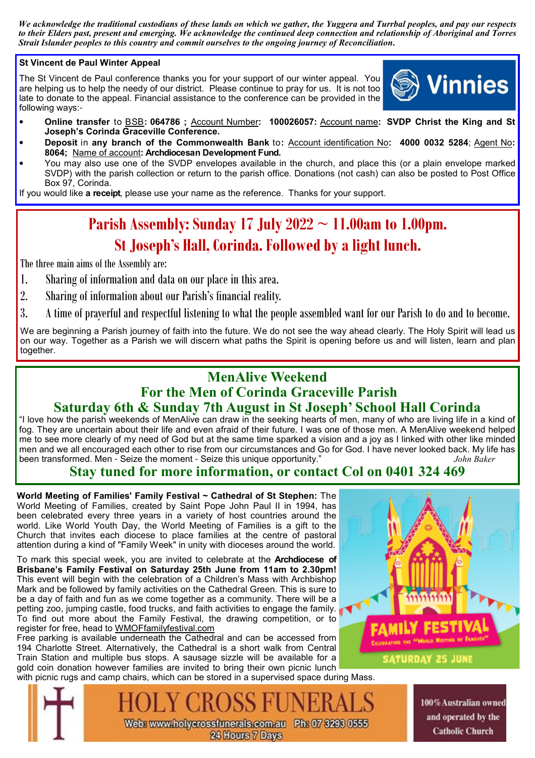*We acknowledge the traditional custodians of these lands on which we gather, the Yuggera and Turrbal peoples, and pay our respects to their Elders past, present and emerging. We acknowledge the continued deep connection and relationship of Aboriginal and Torres Strait Islander peoples to this country and commit ourselves to the ongoing journey of Reconciliation.*

**St Vincent de Paul Winter Appeal**

The St Vincent de Paul conference thanks you for your support of our winter appeal. You are helping us to help the needy of our district. Please continue to pray for us. It is not too late to donate to the appeal. Financial assistance to the conference can be provided in the following ways:-

- **Online transfer** to BSB**: 064786 ;** Account Number**: 100026057:** Account name**: SVDP Christ the King and St Joseph's Corinda Graceville Conference.**
- **Deposit** in **any branch of the Commonwealth Bank** to**:** Account identification No**: 4000 0032 5284**; Agent No**: 8064;** Name of account**: Archdiocesan Development Fund.**
- You may also use one of the SVDP envelopes available in the church, and place this (or a plain envelope marked SVDP) with the parish collection or return to the parish office. Donations (not cash) can also be posted to Post Office Box 97, Corinda.

If you would like **a receipt**, please use your name as the reference. Thanks for your support.

## Parish Assembly: Sunday 17 July 2022 ~ 11.00am to 1.00pm.
## St Joseph's Hall, Corinda. Followed by a light lunch.

The three main aims of the Assembly are:

1. Sharing of information and data on our place in this area.
2. Sharing of information about our Parish's financial reality.
3. A time of prayerful and respectful listening to what the people assembled want for our Parish to do and to become.

We are beginning a Parish journey of faith into the future. We do not see the way ahead clearly. The Holy Spirit will lead us on our way. Together as a Parish we will discern what paths the Spirit is opening before us and will listen, learn and plan together.

## MenAlive Weekend
## For the Men of Corinda Graceville Parish
## Saturday 6th & Sunday 7th August in St Joseph' School Hall Corinda

"I love how the parish weekends of MenAlive can draw in the seeking hearts of men, many of who are living life in a kind of fog. They are uncertain about their life and even afraid of their future. I was one of those men. A MenAlive weekend helped me to see more clearly of my need of God but at the same time sparked a vision and a joy as I linked with other like minded men and we all encouraged each other to rise from our circumstances and Go for God. I have never looked back. My life has been transformed. Men - Seize the moment - Seize this unique opportunity." *John Baker*

**Stay tuned for more information, or contact Col on 0401 324 469**

**World Meeting of Families' Family Festival ~ Cathedral of St Stephen:** The World Meeting of Families, created by Saint Pope John Paul II in 1994, has been celebrated every three years in a variety of host countries around the world. Like World Youth Day, the World Meeting of Families is a gift to the Church that invites each diocese to place families at the centre of pastoral attention during a kind of "Family Week" in unity with dioceses around the world.

To mark this special week, you are invited to celebrate at the **Archdiocese of Brisbane's Family Festival on Saturday 25th June from 11am to 2.30pm!** This event will begin with the celebration of a Children's Mass with Archbishop Mark and be followed by family activities on the Cathedral Green. This is sure to be a day of faith and fun as we come together as a community. There will be a petting zoo, jumping castle, food trucks, and faith activities to engage the family. To find out more about the Family Festival, the drawing competition, or to register for free, head to WMOFfamilyfestival.com

Free parking is available underneath the Cathedral and can be accessed from 194 Charlotte Street. Alternatively, the Cathedral is a short walk from Central Train Station and multiple bus stops. A sausage sizzle will be available for a gold coin donation however families are invited to bring their own picnic lunch with picnic rugs and camp chairs, which can be stored in a supervised space during Mass.

FAMILY FESTIVAL — Celebrating the "World Meeting of Families" — SATURDAY 25 JUNE

HOLY CROSS FUNERALS
Web: www.holycrossfunerals.com.au Ph: 07 3293 0555
24 Hours 7 Days
100% Australian owned and operated by the Catholic Church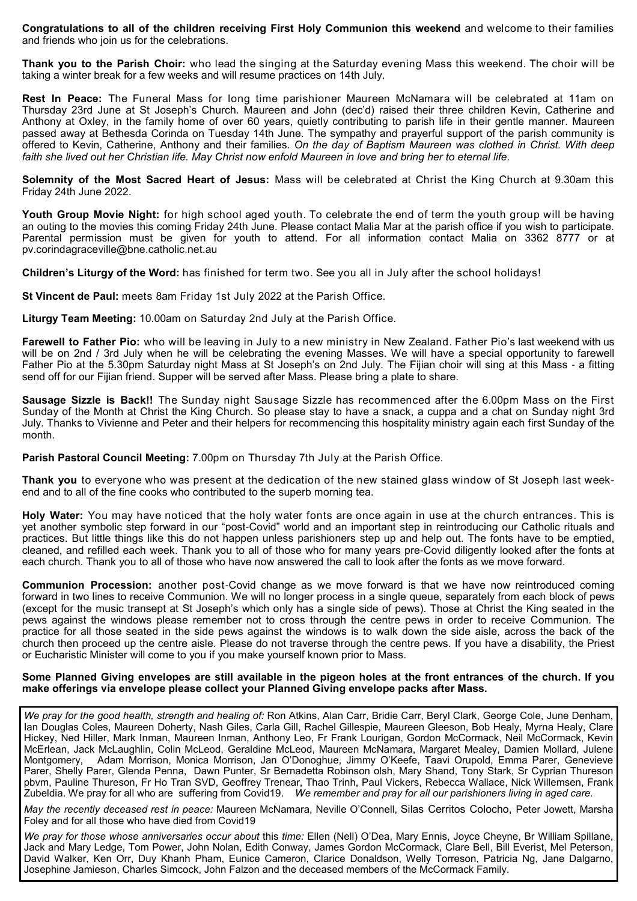**Congratulations to all of the children receiving First Holy Communion this weekend** and welcome to their families and friends who join us for the celebrations.

**Thank you to the Parish Choir:** who lead the singing at the Saturday evening Mass this weekend. The choir will be taking a winter break for a few weeks and will resume practices on 14th July.

**Rest In Peace:** The Funeral Mass for long time parishioner Maureen McNamara will be celebrated at 11am on Thursday 23rd June at St Joseph's Church. Maureen and John (dec'd) raised their three children Kevin, Catherine and Anthony at Oxley, in the family home of over 60 years, quietly contributing to parish life in their gentle manner. Maureen passed away at Bethesda Corinda on Tuesday 14th June. The sympathy and prayerful support of the parish community is offered to Kevin, Catherine, Anthony and their families. *On the day of Baptism Maureen was clothed in Christ. With deep faith she lived out her Christian life. May Christ now enfold Maureen in love and bring her to eternal life.*

**Solemnity of the Most Sacred Heart of Jesus:** Mass will be celebrated at Christ the King Church at 9.30am this Friday 24th June 2022.

**Youth Group Movie Night:** for high school aged youth. To celebrate the end of term the youth group will be having an outing to the movies this coming Friday 24th June. Please contact Malia Mar at the parish office if you wish to participate. Parental permission must be given for youth to attend. For all information contact Malia on 3362 8777 or at pv.corindagraceville@bne.catholic.net.au

**Children's Liturgy of the Word:** has finished for term two. See you all in July after the school holidays!

**St Vincent de Paul:** meets 8am Friday 1st July 2022 at the Parish Office.

**Liturgy Team Meeting:** 10.00am on Saturday 2nd July at the Parish Office.

**Farewell to Father Pio:** who will be leaving in July to a new ministry in New Zealand. Father Pio's last weekend with us will be on 2nd / 3rd July when he will be celebrating the evening Masses. We will have a special opportunity to farewell Father Pio at the 5.30pm Saturday night Mass at St Joseph's on 2nd July. The Fijian choir will sing at this Mass - a fitting send off for our Fijian friend. Supper will be served after Mass. Please bring a plate to share.

**Sausage Sizzle is Back!!** The Sunday night Sausage Sizzle has recommenced after the 6.00pm Mass on the First Sunday of the Month at Christ the King Church. So please stay to have a snack, a cuppa and a chat on Sunday night 3rd July. Thanks to Vivienne and Peter and their helpers for recommencing this hospitality ministry again each first Sunday of the month.

**Parish Pastoral Council Meeting:** 7.00pm on Thursday 7th July at the Parish Office.

**Thank you** to everyone who was present at the dedication of the new stained glass window of St Joseph last weekend and to all of the fine cooks who contributed to the superb morning tea.

**Holy Water:** You may have noticed that the holy water fonts are once again in use at the church entrances. This is yet another symbolic step forward in our "post-Covid" world and an important step in reintroducing our Catholic rituals and practices. But little things like this do not happen unless parishioners step up and help out. The fonts have to be emptied, cleaned, and refilled each week. Thank you to all of those who for many years pre-Covid diligently looked after the fonts at each church. Thank you to all of those who have now answered the call to look after the fonts as we move forward.

**Communion Procession:** another post-Covid change as we move forward is that we have now reintroduced coming forward in two lines to receive Communion. We will no longer process in a single queue, separately from each block of pews (except for the music transept at St Joseph's which only has a single side of pews). Those at Christ the King seated in the pews against the windows please remember not to cross through the centre pews in order to receive Communion. The practice for all those seated in the side pews against the windows is to walk down the side aisle, across the back of the church then proceed up the centre aisle. Please do not traverse through the centre pews. If you have a disability, the Priest or Eucharistic Minister will come to you if you make yourself known prior to Mass.

**Some Planned Giving envelopes are still available in the pigeon holes at the front entrances of the church. If you make offerings via envelope please collect your Planned Giving envelope packs after Mass.**

*We pray for the good health, strength and healing of:* Ron Atkins, Alan Carr, Bridie Carr, Beryl Clark, George Cole, June Denham, Ian Douglas Coles, Maureen Doherty, Nash Giles, Carla Gill, Rachel Gillespie, Maureen Gleeson, Bob Healy, Myrna Healy, Clare Hickey, Ned Hiller, Mark Inman, Maureen Inman, Anthony Leo, Fr Frank Lourigan, Gordon McCormack, Neil McCormack, Kevin McErlean, Jack McLaughlin, Colin McLeod, Geraldine McLeod, Maureen McNamara, Margaret Mealey, Damien Mollard, Julene Montgomery, Adam Morrison, Monica Morrison, Jan O'Donoghue, Jimmy O'Keefe, Taavi Orupold, Emma Parer, Genevieve Parer, Shelly Parer, Glenda Penna, Dawn Punter, Sr Bernadetta Robinson olsh, Mary Shand, Tony Stark, Sr Cyprian Thureson pbvm, Pauline Thureson, Fr Ho Tran SVD, Geoffrey Trenear, Thao Trinh, Paul Vickers, Rebecca Wallace, Nick Willemsen, Frank Zubeldia. We pray for all who are suffering from Covid19. *We remember and pray for all our parishioners living in aged care.*

*May the recently deceased rest in peace:* Maureen McNamara, Neville O'Connell, Silas Cerritos Colocho, Peter Jowett, Marsha Foley and for all those who have died from Covid19

*We pray for those whose anniversaries occur about this time:* Ellen (Nell) O'Dea, Mary Ennis, Joyce Cheyne, Br William Spillane, Jack and Mary Ledge, Tom Power, John Nolan, Edith Conway, James Gordon McCormack, Clare Bell, Bill Everist, Mel Peterson, David Walker, Ken Orr, Duy Khanh Pham, Eunice Cameron, Clarice Donaldson, Welly Torreson, Patricia Ng, Jane Dalgarno, Josephine Jamieson, Charles Simcock, John Falzon and the deceased members of the McCormack Family.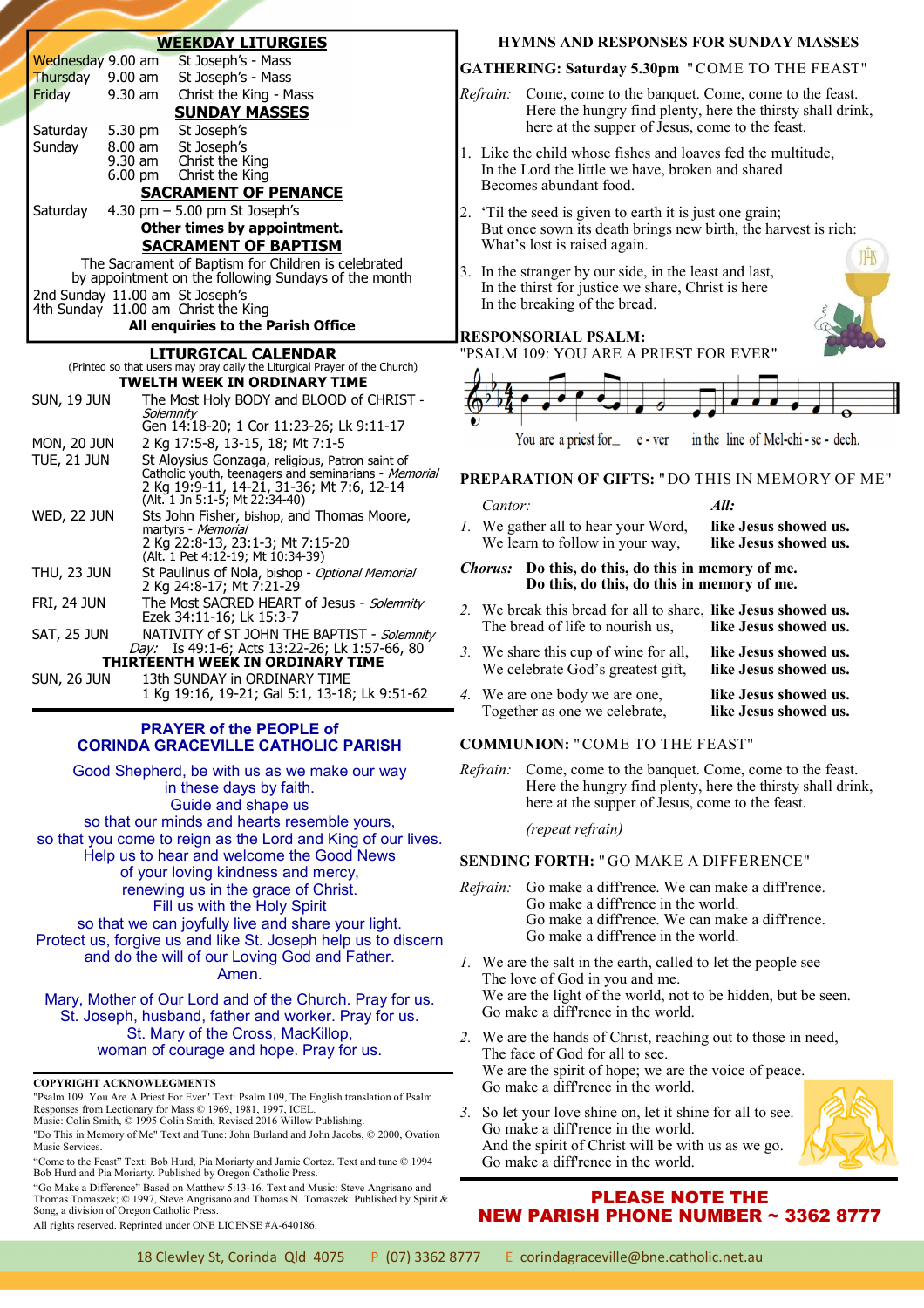## WEEKDAY LITURGIES

| | | |
|---|---|---|
| Wednesday | 9.00 am | St Joseph's - Mass |
| Thursday | 9.00 am | St Joseph's - Mass |
| Friday | 9.30 am | Christ the King - Mass |

## SUNDAY MASSES

| | | |
|---|---|---|
| Saturday | 5.30 pm | St Joseph's |
| Sunday | 8.00 am | St Joseph's |
| | 9.30 am | Christ the King |
| | 6.00 pm | Christ the King |

## SACRAMENT OF PENANCE

Saturday 4.30 pm – 5.00 pm St Joseph's

**Other times by appointment.**

## SACRAMENT OF BAPTISM

The Sacrament of Baptism for Children is celebrated by appointment on the following Sundays of the month

2nd Sunday 11.00 am St Joseph's
4th Sunday 11.00 am Christ the King

**All enquiries to the Parish Office**

## LITURGICAL CALENDAR

(Printed so that users may pray daily the Liturgical Prayer of the Church)

### TWELTH WEEK IN ORDINARY TIME

| | |
|---|---|
| SUN, 19 JUN | The Most Holy BODY and BLOOD of CHRIST - *Solemnity*<br>Gen 14:18-20; 1 Cor 11:23-26; Lk 9:11-17 |
| MON, 20 JUN | 2 Kg 17:5-8, 13-15, 18; Mt 7:1-5 |
| TUE, 21 JUN | St Aloysius Gonzaga, religious, Patron saint of Catholic youth, teenagers and seminarians - *Memorial*<br>2 Kg 19:9-11, 14-21, 31-36; Mt 7:6, 12-14<br>(Alt. 1 Jn 5:1-5; Mt 22:34-40) |
| WED, 22 JUN | Sts John Fisher, bishop, and Thomas Moore, martyrs - *Memorial*<br>2 Kg 22:8-13, 23:1-3; Mt 7:15-20<br>(Alt. 1 Pet 4:12-19; Mt 10:34-39) |
| THU, 23 JUN | St Paulinus of Nola, bishop - *Optional Memorial*<br>2 Kg 24:8-17; Mt 7:21-29 |
| FRI, 24 JUN | The Most SACRED HEART of Jesus - *Solemnity*<br>Ezek 34:11-16; Lk 15:3-7 |
| SAT, 25 JUN | NATIVITY of ST JOHN THE BAPTIST - *Solemnity*<br>*Day:* Is 49:1-6; Acts 13:22-26; Lk 1:57-66, 80 |

### THIRTEENTH WEEK IN ORDINARY TIME

| | |
|---|---|
| SUN, 26 JUN | 13th SUNDAY in ORDINARY TIME<br>1 Kg 19:16, 19-21; Gal 5:1, 13-18; Lk 9:51-62 |

## PRAYER of the PEOPLE of CORINDA GRACEVILLE CATHOLIC PARISH

Good Shepherd, be with us as we make our way
in these days by faith.
Guide and shape us
so that our minds and hearts resemble yours,
so that you come to reign as the Lord and King of our lives.
Help us to hear and welcome the Good News
of your loving kindness and mercy,
renewing us in the grace of Christ.
Fill us with the Holy Spirit
so that we can joyfully live and share your light.
Protect us, forgive us and like St. Joseph help us to discern
and do the will of our Loving God and Father.
Amen.

Mary, Mother of Our Lord and of the Church. Pray for us.
St. Joseph, husband, father and worker. Pray for us.
St. Mary of the Cross, MacKillop,
woman of courage and hope. Pray for us.

#### COPYRIGHT ACKNOWLEDGEMENTS

"Psalm 109: You Are A Priest For Ever" Text: Psalm 109, The English translation of Psalm Responses from Lectionary for Mass © 1969, 1981, 1997, ICEL.
Music: Colin Smith, © 1995 Colin Smith, Revised 2016 Willow Publishing.
"Do This in Memory of Me" Text and Tune: John Burland and John Jacobs, © 2000, Ovation Music Services.
"Come to the Feast" Text: Bob Hurd, Pia Moriarty and Jamie Cortez. Text and tune © 1994 Bob Hurd and Pia Moriarty. Published by Oregon Catholic Press.
"Go Make a Difference" Based on Matthew 5:13-16. Text and Music: Steve Angrisano and Thomas Tomaszek; © 1997, Steve Angrisano and Thomas N. Tomaszek. Published by Spirit & Song, a division of Oregon Catholic Press.
All rights reserved. Reprinted under ONE LICENSE #A-640186.

## HYMNS AND RESPONSES FOR SUNDAY MASSES

**GATHERING: Saturday 5.30pm** "COME TO THE FEAST"

*Refrain:* Come, come to the banquet. Come, come to the feast.
Here the hungry find plenty, here the thirsty shall drink,
here at the supper of Jesus, come to the feast.

1. Like the child whose fishes and loaves fed the multitude,
In the Lord the little we have, broken and shared
Becomes abundant food.

2. 'Til the seed is given to earth it is just one grain;
But once sown its death brings new birth, the harvest is rich:
What's lost is raised again.

3. In the stranger by our side, in the least and last,
In the thirst for justice we share, Christ is here
In the breaking of the bread.

**RESPONSORIAL PSALM:**
"PSALM 109: YOU ARE A PRIEST FOR EVER"

You are a priest for e - ver in the line of Mel-chi - se - dech.

**PREPARATION OF GIFTS:** "DO THIS IN MEMORY OF ME"

| *Cantor:* | ***All:*** |
|---|---|
| *1.* We gather all to hear your Word, | **like Jesus showed us.** |
| We learn to follow in your way, | **like Jesus showed us.** |

***Chorus:*** **Do this, do this, do this in memory of me.
Do this, do this, do this in memory of me.**

| | |
|---|---|
| *2.* We break this bread for all to share, | **like Jesus showed us.** |
| The bread of life to nourish us, | **like Jesus showed us.** |
| *3.* We share this cup of wine for all, | **like Jesus showed us.** |
| We celebrate God's greatest gift, | **like Jesus showed us.** |
| *4.* We are one body we are one, | **like Jesus showed us.** |
| Together as one we celebrate, | **like Jesus showed us.** |

**COMMUNION:** "COME TO THE FEAST"

*Refrain:* Come, come to the banquet. Come, come to the feast.
Here the hungry find plenty, here the thirsty shall drink,
here at the supper of Jesus, come to the feast.

*(repeat refrain)*

**SENDING FORTH:** "GO MAKE A DIFFERENCE"

*Refrain:* Go make a diff'rence. We can make a diff'rence.
Go make a diff'rence in the world.
Go make a diff'rence. We can make a diff'rence.
Go make a diff'rence in the world.

*1.* We are the salt in the earth, called to let the people see
The love of God in you and me.
We are the light of the world, not to be hidden, but be seen.
Go make a diff'rence in the world.

*2.* We are the hands of Christ, reaching out to those in need,
The face of God for all to see.
We are the spirit of hope; we are the voice of peace.
Go make a diff'rence in the world.

*3.* So let your love shine on, let it shine for all to see.
Go make a diff'rence in the world.
And the spirit of Christ will be with us as we go.
Go make a diff'rence in the world.

**PLEASE NOTE THE NEW PARISH PHONE NUMBER ~ 3362 8777**

18 Clewley St, Corinda Qld 4075 P (07) 3362 8777 E corindagraceville@bne.catholic.net.au